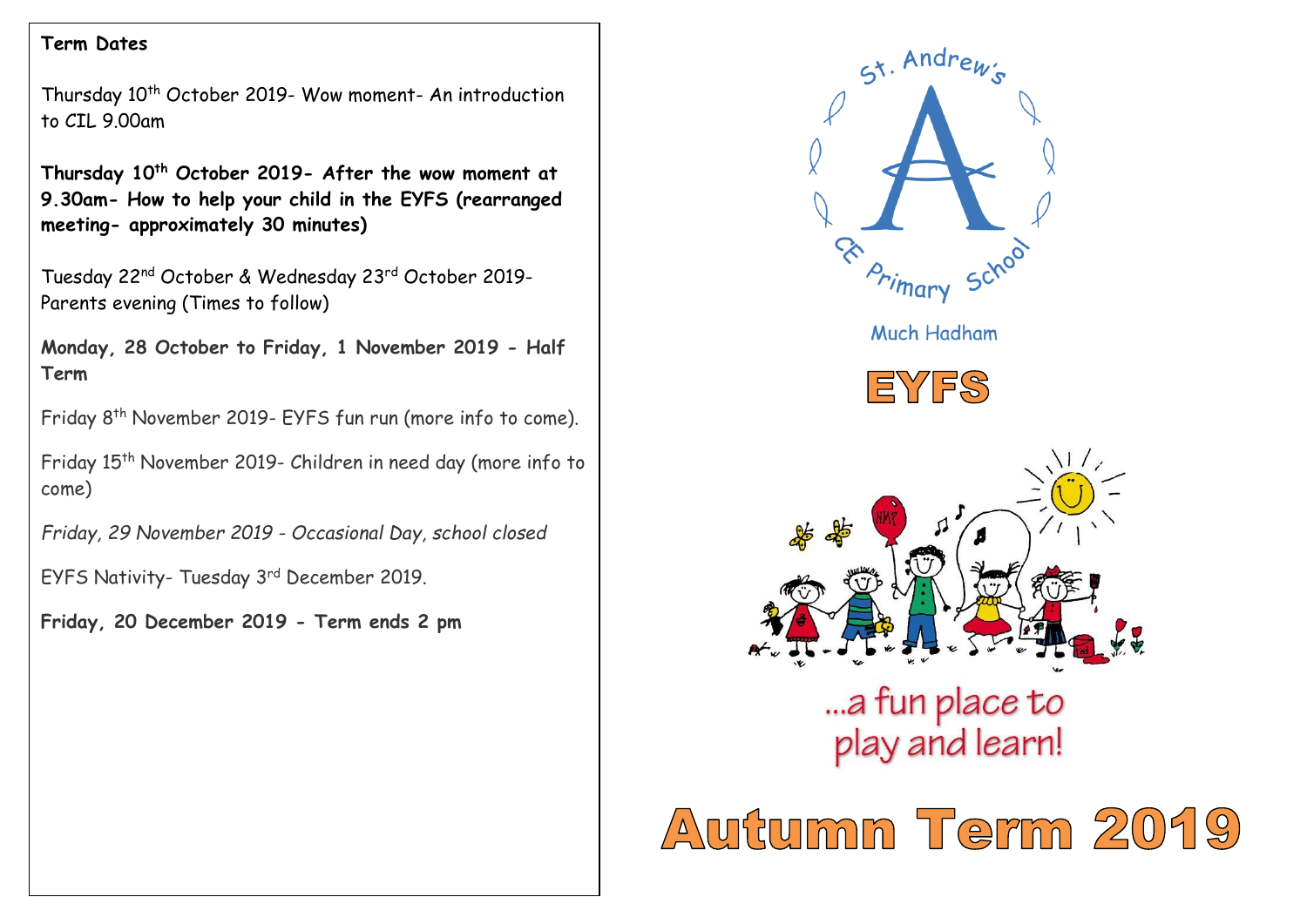**Term Dates**

Thursday 10th October 2019- Wow moment- An introduction to CIL 9.00am

**Thursday 10th October 2019- After the wow moment at 9.30am- How to help your child in the EYFS (rearranged meeting- approximately 30 minutes)**

Tuesday 22nd October & Wednesday 23rd October 2019- Parents evening (Times to follow)

**Monday, 28 October to Friday, 1 November 2019 - Half Term**

Friday 8th November 2019- EYFS fun run (more info to come).

Friday 15th November 2019- Children in need day (more info to come)

*Friday, 29 November 2019 - Occasional Day, school closed*

EYFS Nativity- Tuesday 3rd December 2019.

**Friday, 20 December 2019 - Term ends 2 pm**

St. Andrew's CE Primary School

Much Hadham

# EYFS

...a fun place to play and learn!

# Autumn Term 2019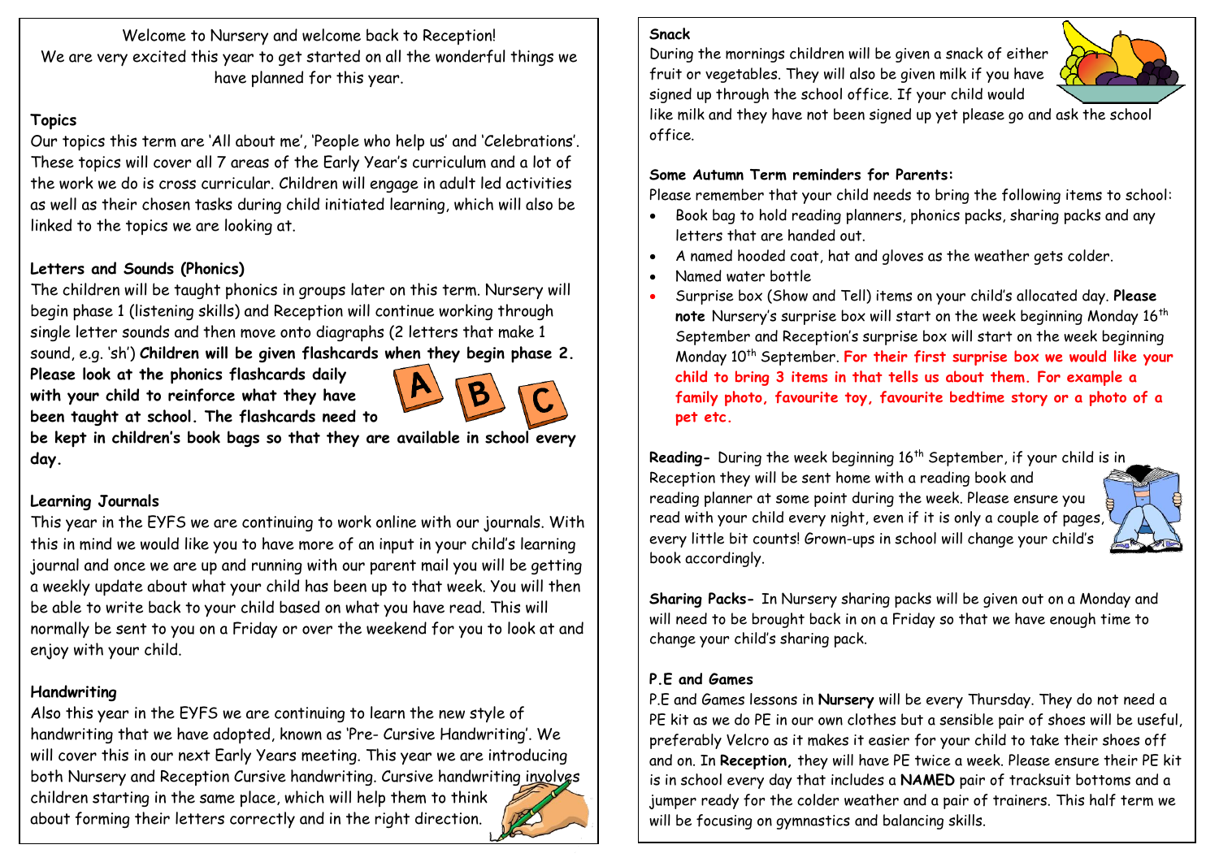Welcome to Nursery and welcome back to Reception!
We are very excited this year to get started on all the wonderful things we have planned for this year.

## Topics

Our topics this term are 'All about me', 'People who help us' and 'Celebrations'. These topics will cover all 7 areas of the Early Year's curriculum and a lot of the work we do is cross curricular. Children will engage in adult led activities as well as their chosen tasks during child initiated learning, which will also be linked to the topics we are looking at.

## Letters and Sounds (Phonics)

The children will be taught phonics in groups later on this term. Nursery will begin phase 1 (listening skills) and Reception will continue working through single letter sounds and then move onto diagraphs (2 letters that make 1 sound, e.g. 'sh') **Children will be given flashcards when they begin phase 2. Please look at the phonics flashcards daily with your child to reinforce what they have been taught at school. The flashcards need to be kept in children's book bags so that they are available in school every day.**

## Learning Journals

This year in the EYFS we are continuing to work online with our journals. With this in mind we would like you to have more of an input in your child's learning journal and once we are up and running with our parent mail you will be getting a weekly update about what your child has been up to that week. You will then be able to write back to your child based on what you have read. This will normally be sent to you on a Friday or over the weekend for you to look at and enjoy with your child.

## Handwriting

Also this year in the EYFS we are continuing to learn the new style of handwriting that we have adopted, known as 'Pre- Cursive Handwriting'. We will cover this in our next Early Years meeting. This year we are introducing both Nursery and Reception Cursive handwriting. Cursive handwriting involves children starting in the same place, which will help them to think about forming their letters correctly and in the right direction.

## Snack

During the mornings children will be given a snack of either fruit or vegetables. They will also be given milk if you have signed up through the school office. If your child would like milk and they have not been signed up yet please go and ask the school office.

## Some Autumn Term reminders for Parents:

Please remember that your child needs to bring the following items to school:

- Book bag to hold reading planners, phonics packs, sharing packs and any letters that are handed out.
- A named hooded coat, hat and gloves as the weather gets colder.
- Named water bottle
- Surprise box (Show and Tell) items on your child's allocated day. **Please note** Nursery's surprise box will start on the week beginning Monday 16th September and Reception's surprise box will start on the week beginning Monday 10th September. **For their first surprise box we would like your child to bring 3 items in that tells us about them. For example a family photo, favourite toy, favourite bedtime story or a photo of a pet etc.**

**Reading-** During the week beginning 16th September, if your child is in Reception they will be sent home with a reading book and reading planner at some point during the week. Please ensure you read with your child every night, even if it is only a couple of pages, every little bit counts! Grown-ups in school will change your child's book accordingly.

**Sharing Packs-** In Nursery sharing packs will be given out on a Monday and will need to be brought back in on a Friday so that we have enough time to change your child's sharing pack.

## P.E and Games

P.E and Games lessons in **Nursery** will be every Thursday. They do not need a PE kit as we do PE in our own clothes but a sensible pair of shoes will be useful, preferably Velcro as it makes it easier for your child to take their shoes off and on. In **Reception,** they will have PE twice a week. Please ensure their PE kit is in school every day that includes a **NAMED** pair of tracksuit bottoms and a jumper ready for the colder weather and a pair of trainers. This half term we will be focusing on gymnastics and balancing skills.